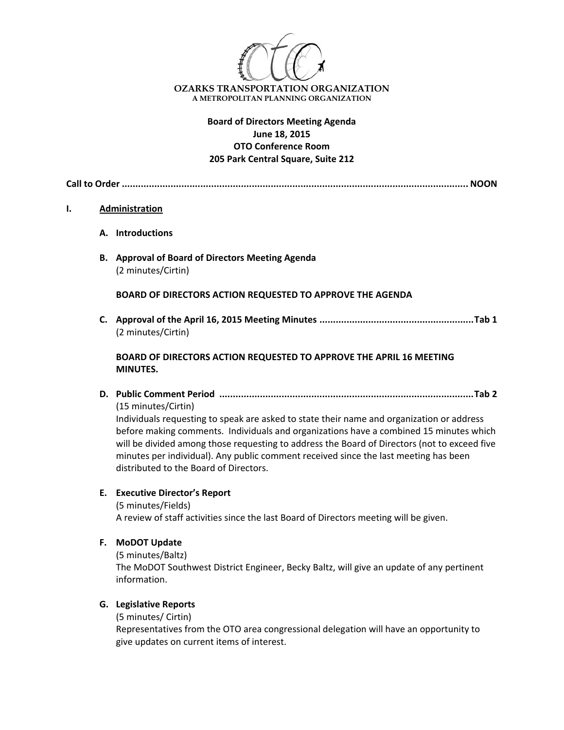**OZARKS TRANSPORTATION ORGANIZATION**
A METROPOLITAN PLANNING ORGANIZATION

**Board of Directors Meeting Agenda**
**June 18, 2015**
**OTO Conference Room**
**205 Park Central Square, Suite 212**

**Call to Order ............................................................................................................................ NOON**

**I. Administration**

**A. Introductions**

**B. Approval of Board of Directors Meeting Agenda**
(2 minutes/Cirtin)

**BOARD OF DIRECTORS ACTION REQUESTED TO APPROVE THE AGENDA**

**C. Approval of the April 16, 2015 Meeting Minutes ........................................................Tab 1**
(2 minutes/Cirtin)

**BOARD OF DIRECTORS ACTION REQUESTED TO APPROVE THE APRIL 16 MEETING MINUTES.**

**D. Public Comment Period ............................................................................................Tab 2**
(15 minutes/Cirtin)
Individuals requesting to speak are asked to state their name and organization or address before making comments. Individuals and organizations have a combined 15 minutes which will be divided among those requesting to address the Board of Directors (not to exceed five minutes per individual). Any public comment received since the last meeting has been distributed to the Board of Directors.

**E. Executive Director's Report**
(5 minutes/Fields)
A review of staff activities since the last Board of Directors meeting will be given.

**F. MoDOT Update**
(5 minutes/Baltz)
The MoDOT Southwest District Engineer, Becky Baltz, will give an update of any pertinent information.

**G. Legislative Reports**
(5 minutes/ Cirtin)
Representatives from the OTO area congressional delegation will have an opportunity to give updates on current items of interest.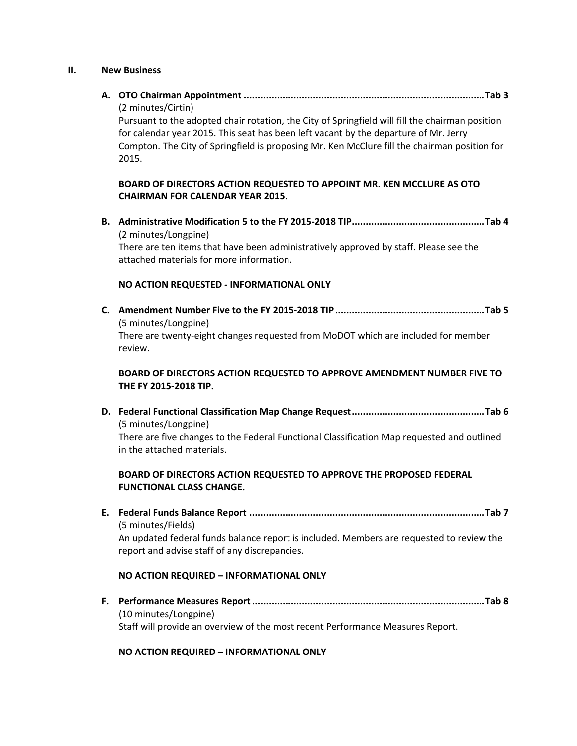## II. New Business

**A. OTO Chairman Appointment ........................................................................................Tab 3**
(2 minutes/Cirtin)
Pursuant to the adopted chair rotation, the City of Springfield will fill the chairman position for calendar year 2015. This seat has been left vacant by the departure of Mr. Jerry Compton. The City of Springfield is proposing Mr. Ken McClure fill the chairman position for 2015.

**BOARD OF DIRECTORS ACTION REQUESTED TO APPOINT MR. KEN MCCLURE AS OTO CHAIRMAN FOR CALENDAR YEAR 2015.**

**B. Administrative Modification 5 to the FY 2015-2018 TIP................................................Tab 4**
(2 minutes/Longpine)
There are ten items that have been administratively approved by staff. Please see the attached materials for more information.

**NO ACTION REQUESTED - INFORMATIONAL ONLY**

**C. Amendment Number Five to the FY 2015-2018 TIP......................................................Tab 5**
(5 minutes/Longpine)
There are twenty-eight changes requested from MoDOT which are included for member review.

**BOARD OF DIRECTORS ACTION REQUESTED TO APPROVE AMENDMENT NUMBER FIVE TO THE FY 2015-2018 TIP.**

**D. Federal Functional Classification Map Change Request................................................Tab 6**
(5 minutes/Longpine)
There are five changes to the Federal Functional Classification Map requested and outlined in the attached materials.

**BOARD OF DIRECTORS ACTION REQUESTED TO APPROVE THE PROPOSED FEDERAL FUNCTIONAL CLASS CHANGE.**

**E. Federal Funds Balance Report .....................................................................................Tab 7**
(5 minutes/Fields)
An updated federal funds balance report is included. Members are requested to review the report and advise staff of any discrepancies.

**NO ACTION REQUIRED – INFORMATIONAL ONLY**

**F. Performance Measures Report....................................................................................Tab 8**
(10 minutes/Longpine)
Staff will provide an overview of the most recent Performance Measures Report.

**NO ACTION REQUIRED – INFORMATIONAL ONLY**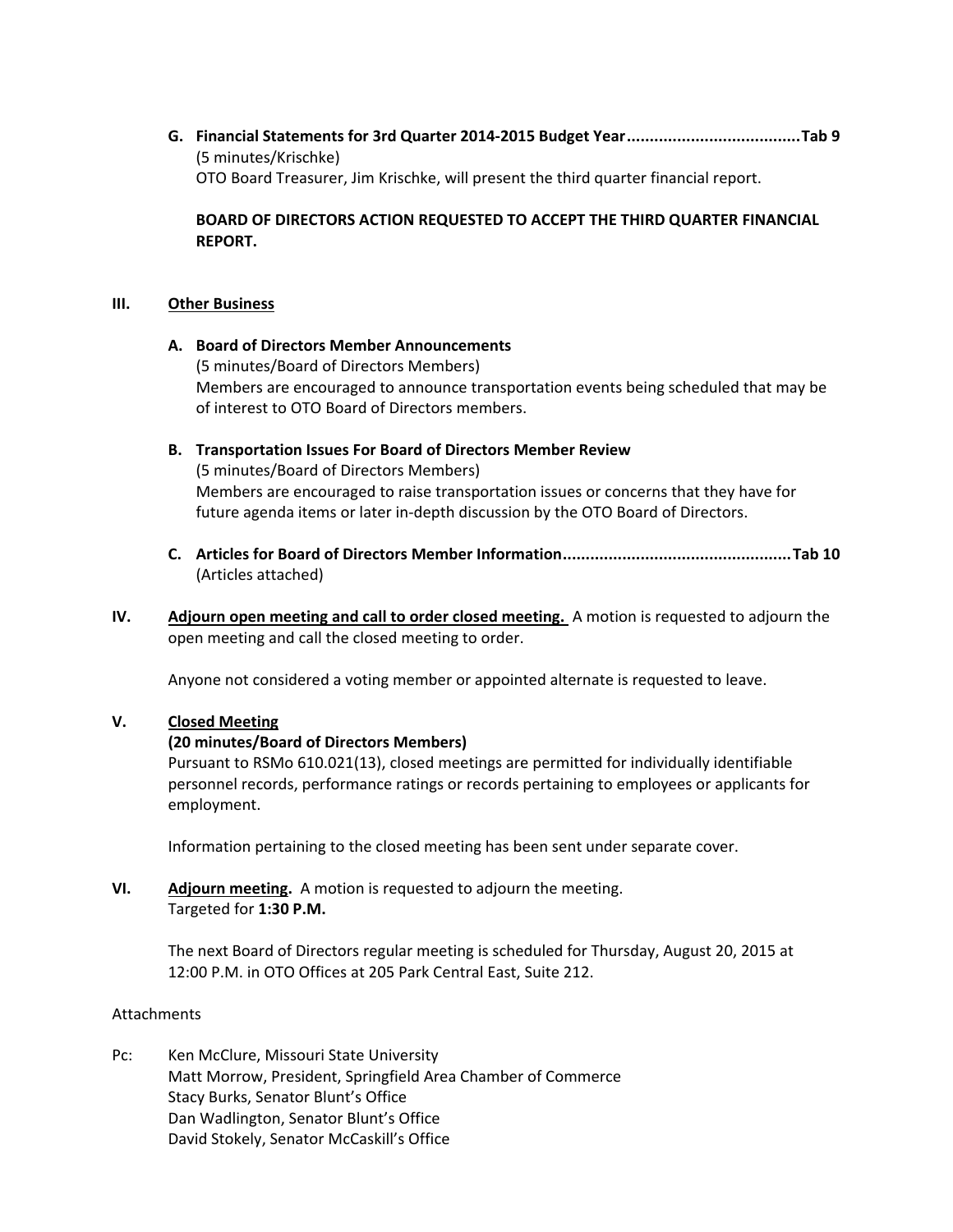**G. Financial Statements for 3rd Quarter 2014-2015 Budget Year......................................Tab 9**
(5 minutes/Krischke)
OTO Board Treasurer, Jim Krischke, will present the third quarter financial report.

**BOARD OF DIRECTORS ACTION REQUESTED TO ACCEPT THE THIRD QUARTER FINANCIAL REPORT.**

## III. Other Business

**A. Board of Directors Member Announcements**
(5 minutes/Board of Directors Members)
Members are encouraged to announce transportation events being scheduled that may be of interest to OTO Board of Directors members.

**B. Transportation Issues For Board of Directors Member Review**
(5 minutes/Board of Directors Members)
Members are encouraged to raise transportation issues or concerns that they have for future agenda items or later in-depth discussion by the OTO Board of Directors.

**C. Articles for Board of Directors Member Information..................................................Tab 10**
(Articles attached)

**IV. Adjourn open meeting and call to order closed meeting.** A motion is requested to adjourn the open meeting and call the closed meeting to order.

Anyone not considered a voting member or appointed alternate is requested to leave.

**V. Closed Meeting**
**(20 minutes/Board of Directors Members)**
Pursuant to RSMo 610.021(13), closed meetings are permitted for individually identifiable personnel records, performance ratings or records pertaining to employees or applicants for employment.

Information pertaining to the closed meeting has been sent under separate cover.

**VI. Adjourn meeting.** A motion is requested to adjourn the meeting.
Targeted for **1:30 P.M.**

The next Board of Directors regular meeting is scheduled for Thursday, August 20, 2015 at 12:00 P.M. in OTO Offices at 205 Park Central East, Suite 212.

Attachments

Pc: Ken McClure, Missouri State University
Matt Morrow, President, Springfield Area Chamber of Commerce
Stacy Burks, Senator Blunt's Office
Dan Wadlington, Senator Blunt's Office
David Stokely, Senator McCaskill's Office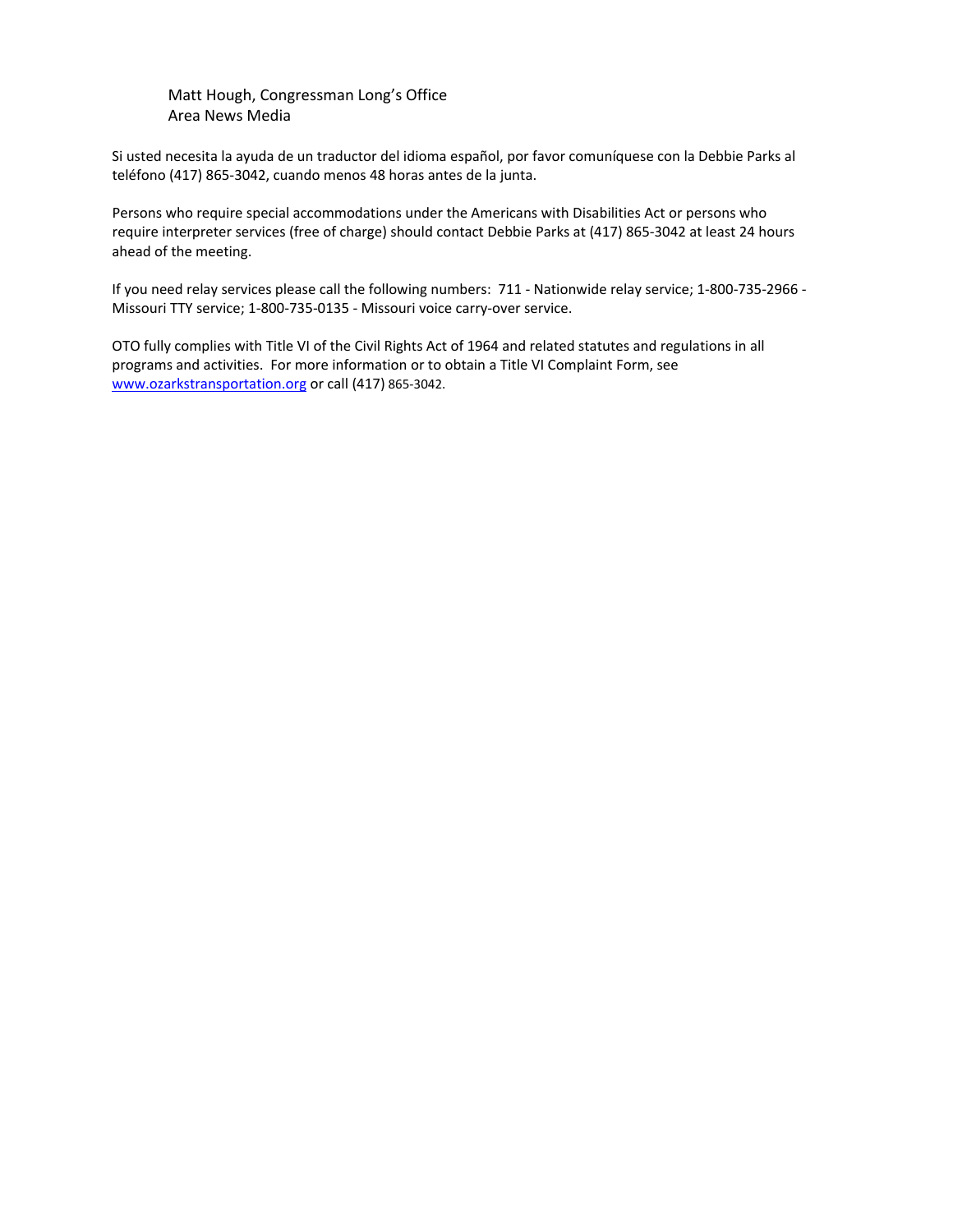Matt Hough, Congressman Long's Office
Area News Media

Si usted necesita la ayuda de un traductor del idioma español, por favor comuníquese con la Debbie Parks al teléfono (417) 865-3042, cuando menos 48 horas antes de la junta.

Persons who require special accommodations under the Americans with Disabilities Act or persons who require interpreter services (free of charge) should contact Debbie Parks at (417) 865-3042 at least 24 hours ahead of the meeting.

If you need relay services please call the following numbers: 711 - Nationwide relay service; 1-800-735-2966 - Missouri TTY service; 1-800-735-0135 - Missouri voice carry-over service.

OTO fully complies with Title VI of the Civil Rights Act of 1964 and related statutes and regulations in all programs and activities. For more information or to obtain a Title VI Complaint Form, see www.ozarkstransportation.org or call (417) 865-3042.